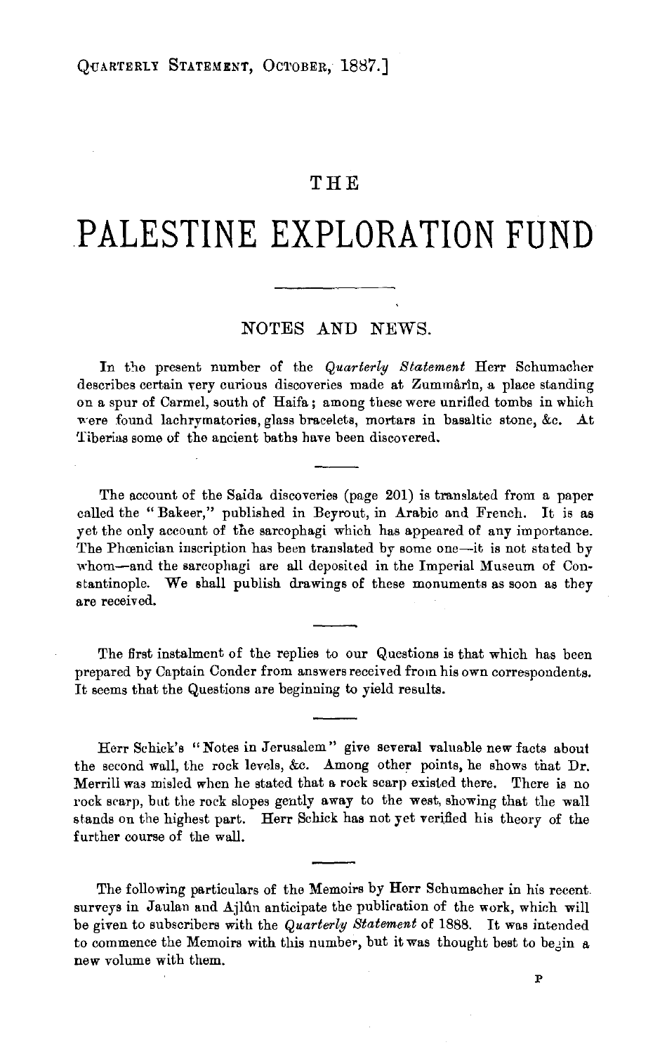# THE

# PALESTINE EXPLORATION FUND

## NOTES AND NEWS.

In the present number of the *Quarterly Statement* Herr Schumacher describes certain very curious discoveries made at Zummârîn, a place standing on a spur of Carmel, south of Haifa; among these were unrifled tombs in which were found lachrymatories, glass bracelets, mortars in basaltic stone, &c. At Tiberias some of the ancient baths have been discovered.

The account of the Saida discoveries (page 201) is translated from a paper called the "Bakeer," published in Beyrout, in Arabic and French. It is as yet the only account of the sarcophagi which has appeared of any importance. The Phœnician inscription has been translated by some one—it is not stated by whom—and the sarcophagi are all deposited in the Imperial Museum of Constantinople. We shall publish drawings of these monuments as soon as they are received.

The first instalment of the replies to our Questions is that which has been prepared by Captain Conder from answers received from his own correspondents. It seems that the Questions are beginning to yield results.

Herr Schick's "Notes in Jerusalem" give several valuable new facts about the second wall, the rock levels, &c. Among other points, he shows that Dr. Merrill was misled when he stated that a rock scarp existed there. There is no rock scarp, but the rock slopes gently away to the west, showing that the wall stands on the highest part. Herr Schick has not yet verified his theory of the further course of the wall.

The following particulars of the Memoirs by Herr Schumacher in his recent surveys in Jaulan and Ajlûn anticipate the publication of the work, which will be given to subscribers with the *Quarterly Statement* of 1888. It was intended to commence the Memoirs with this number, but it was thought best to begin a new volume with them.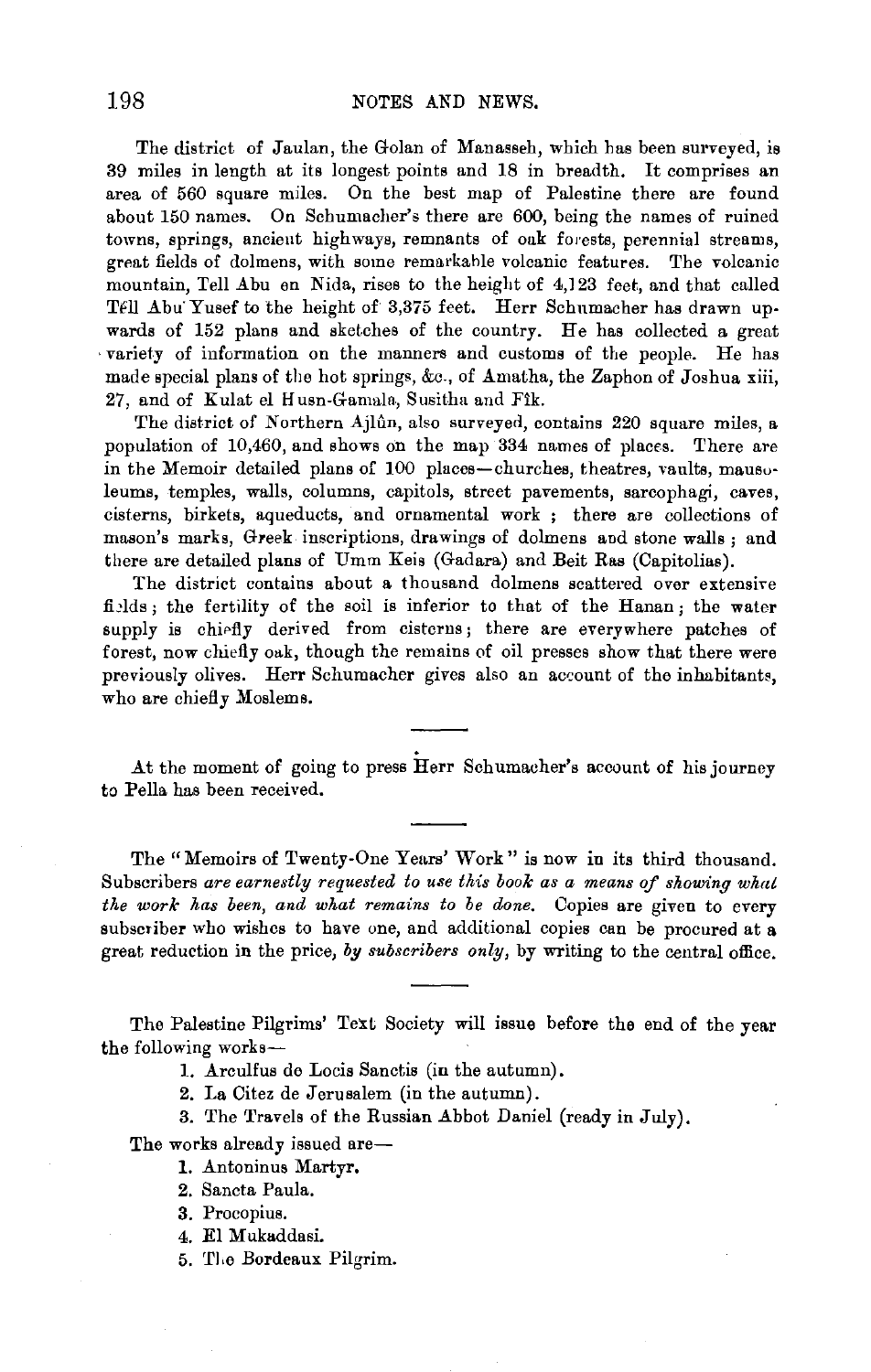The district of Jaulan, the Golan of Manasseh, which has been surveyed, is 39 miles in length at its longest points and 18 in breadth. It comprises an area of 560 square miles. On the best map of Palestine there are found about 150 names. On Schumacher's there are 600, being the names of ruined towns, springs, ancient highways, remnants of oak forests, perennial streams, great fields of dolmens, with some remarkable volcanic features. The volcanic mountain, Tell Abu en Nida, rises to the height of 4,123 feet, and that called Tell Abu Yusef to the height of 3,375 feet. Herr Schumacher has drawn upwards of 152 plans and sketches of the country. He has collected a great variety of information on the manners and customs of the people. He has made special plans of the hot springs, &c., of Amatha, the Zaphon of Joshua xiii, 27, and of Kulat el Husn-Gamala, Susitha and Fîk.

The district of Northern Ajlûn, also surveyed, contains 220 square miles, a population of 10,460, and shows on the map 334 names of places. There are in the Memoir detailed plans of 100 places—churches, theatres, vaults, mausoleums, temples, walls, columns, capitols, street pavements, sarcophagi, caves, cisterns, birkets, aqueducts, and ornamental work ; there are collections of mason's marks, Greek inscriptions, drawings of dolmens and stone walls ; and there are detailed plans of Umm Keis (Gadara) and Beit Ras (Capitolias).

The district contains about a thousand dolmens scattered over extensive fields ; the fertility of the soil is inferior to that of the Hanan ; the water supply is chiefly derived from cisterns ; there are everywhere patches of forest, now chiefly oak, though the remains of oil presses show that there were previously olives. Herr Schumacher gives also an account of the inhabitants, who are chiefly Moslems.

---

At the moment of going to press Herr Schumacher's account of his journey to Pella has been received.

---

The "Memoirs of Twenty-One Years' Work" is now in its third thousand. Subscribers *are earnestly requested to use this book as a means of showing what the work has been, and what remains to be done.* Copies are given to every subscriber who wishes to have one, and additional copies can be procured at a great reduction in the price, *by subscribers only*, by writing to the central office.

---

The Palestine Pilgrims' Text Society will issue before the end of the year the following works—

1. Arculfus de Locis Sanctis (in the autumn).
2. La Citez de Jerusalem (in the autumn).
3. The Travels of the Russian Abbot Daniel (ready in July).

The works already issued are—

1. Antoninus Martyr.
2. Sancta Paula.
3. Procopius.
4. El Mukaddasi.
5. The Bordeaux Pilgrim.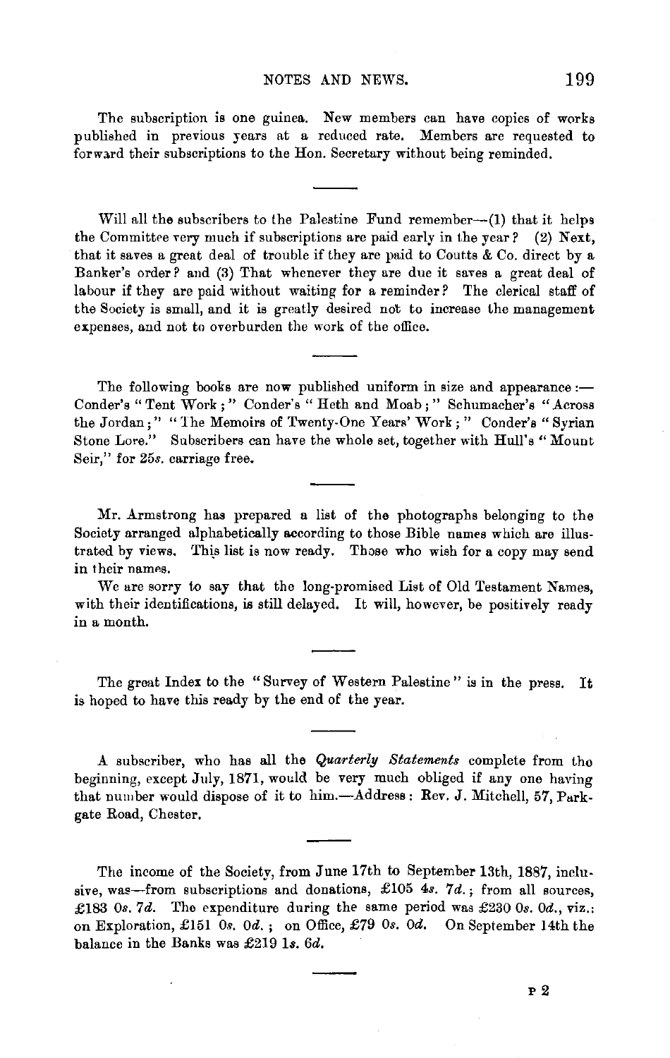The subscription is one guinea. New members can have copies of works published in previous years at a reduced rate. Members are requested to forward their subscriptions to the Hon. Secretary without being reminded.

---

Will all the subscribers to the Palestine Fund remember—(1) that it helps the Committee very much if subscriptions are paid early in the year? (2) Next, that it saves a great deal of trouble if they are paid to Coutts & Co. direct by a Banker's order? and (3) That whenever they are due it saves a great deal of labour if they are paid without waiting for a reminder? The clerical staff of the Society is small, and it is greatly desired not to increase the management expenses, and not to overburden the work of the office.

---

The following books are now published uniform in size and appearance:—Conder's "Tent Work;" Conder's "Heth and Moab;" Schumacher's "Across the Jordan;" "The Memoirs of Twenty-One Years' Work;" Conder's "Syrian Stone Lore." Subscribers can have the whole set, together with Hull's "Mount Seir," for 25*s.* carriage free.

---

Mr. Armstrong has prepared a list of the photographs belonging to the Society arranged alphabetically according to those Bible names which are illustrated by views. This list is now ready. Those who wish for a copy may send in their names.

We are sorry to say that the long-promised List of Old Testament Names, with their identifications, is still delayed. It will, however, be positively ready in a month.

---

The great Index to the "Survey of Western Palestine" is in the press. It is hoped to have this ready by the end of the year.

---

A subscriber, who has all the *Quarterly Statements* complete from the beginning, except July, 1871, would be very much obliged if any one having that number would dispose of it to him.—Address: Rev. J. Mitchell, 57, Parkgate Road, Chester.

---

The income of the Society, from June 17th to September 13th, 1887, inclusive, was—from subscriptions and donations, £105 4*s.* 7*d.*; from all sources, £183 0*s.* 7*d.* The expenditure during the same period was £230 0*s.* 0*d.*, viz.: on Exploration, £151 0*s.* 0*d.*; on Office, £79 0*s.* 0*d.* On September 14th the balance in the Banks was £219 1*s.* 6*d.*

---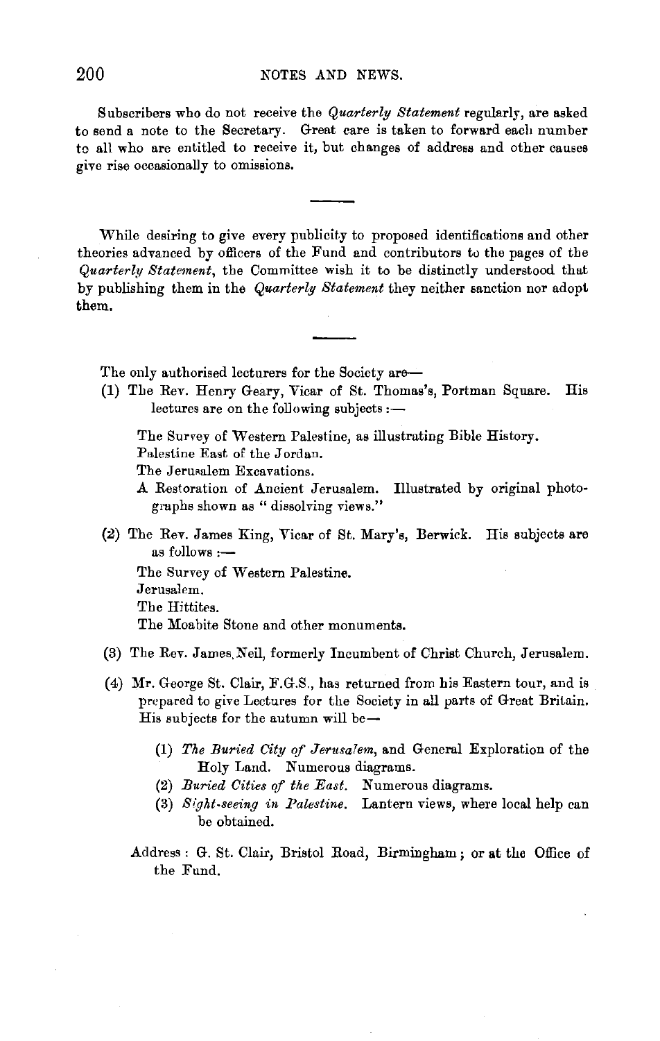Subscribers who do not receive the *Quarterly Statement* regularly, are asked to send a note to the Secretary. Great care is taken to forward each number to all who are entitled to receive it, but changes of address and other causes give rise occasionally to omissions.

---

While desiring to give every publicity to proposed identifications and other theories advanced by officers of the Fund and contributors to the pages of the *Quarterly Statement*, the Committee wish it to be distinctly understood that by publishing them in the *Quarterly Statement* they neither sanction nor adopt them.

---

The only authorised lecturers for the Society are—

(1) The Rev. Henry Geary, Vicar of St. Thomas's, Portman Square. His lectures are on the following subjects :—

    The Survey of Western Palestine, as illustrating Bible History.
    Palestine East of the Jordan.
    The Jerusalem Excavations.
    A Restoration of Ancient Jerusalem. Illustrated by original photographs shown as "dissolving views."

(2) The Rev. James King, Vicar of St. Mary's, Berwick. His subjects are as follows :—

    The Survey of Western Palestine.
    Jerusalem.
    The Hittites.
    The Moabite Stone and other monuments.

(3) The Rev. James Neil, formerly Incumbent of Christ Church, Jerusalem.

(4) Mr. George St. Clair, F.G.S., has returned from his Eastern tour, and is prepared to give Lectures for the Society in all parts of Great Britain. His subjects for the autumn will be—

    (1) *The Buried City of Jerusalem*, and General Exploration of the Holy Land. Numerous diagrams.
    (2) *Buried Cities of the East.* Numerous diagrams.
    (3) *Sight-seeing in Palestine.* Lantern views, where local help can be obtained.

    Address : G. St. Clair, Bristol Road, Birmingham ; or at the Office of the Fund.